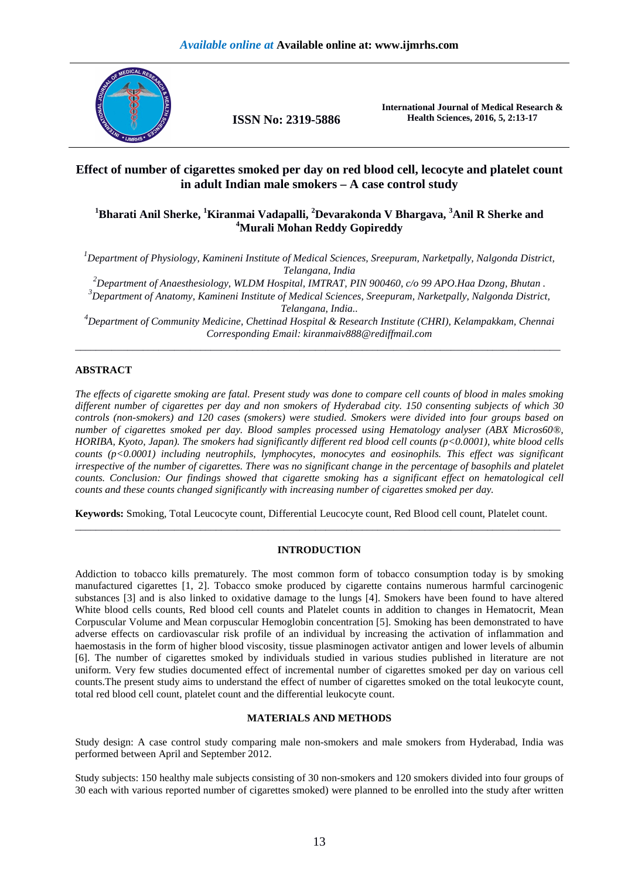# Effect of number of cigarettes smoked per day on red blood cell, lecocyte and platelet count in adult Indian male smokers – A case control study

**[1]Bharati Anil Sherke, [1]Kiranmai Vadapalli, [2]Devarakonda V Bhargava, [3]Anil R Sherke and [4]Murali Mohan Reddy Gopireddy**

*[1]Department of Physiology, Kamineni Institute of Medical Sciences, Sreepuram, Narketpally, Nalgonda District, Telangana, India*
*[2]Department of Anaesthesiology, WLDM Hospital, IMTRAT, PIN 900460, c/o 99 APO.Haa Dzong, Bhutan .*
*[3]Department of Anatomy, Kamineni Institute of Medical Sciences, Sreepuram, Narketpally, Nalgonda District, Telangana, India..*
*[4]Department of Community Medicine, Chettinad Hospital & Research Institute (CHRI), Kelampakkam, Chennai*
*Corresponding Email: kiranmaiv888@rediffmail.com*

## ABSTRACT

*The effects of cigarette smoking are fatal. Present study was done to compare cell counts of blood in males smoking different number of cigarettes per day and non smokers of Hyderabad city. 150 consenting subjects of which 30 controls (non-smokers) and 120 cases (smokers) were studied. Smokers were divided into four groups based on number of cigarettes smoked per day. Blood samples processed using Hematology analyser (ABX Micros60®, HORIBA, Kyoto, Japan). The smokers had significantly different red blood cell counts ($p<0.0001$), white blood cells counts ($p<0.0001$) including neutrophils, lymphocytes, monocytes and eosinophils. This effect was significant irrespective of the number of cigarettes. There was no significant change in the percentage of basophils and platelet counts. Conclusion: Our findings showed that cigarette smoking has a significant effect on hematological cell counts and these counts changed significantly with increasing number of cigarettes smoked per day.*

**Keywords:** Smoking, Total Leucocyte count, Differential Leucocyte count, Red Blood cell count, Platelet count.

## INTRODUCTION

Addiction to tobacco kills prematurely. The most common form of tobacco consumption today is by smoking manufactured cigarettes [1, 2]. Tobacco smoke produced by cigarette contains numerous harmful carcinogenic substances [3] and is also linked to oxidative damage to the lungs [4]. Smokers have been found to have altered White blood cells counts, Red blood cell counts and Platelet counts in addition to changes in Hematocrit, Mean Corpuscular Volume and Mean corpuscular Hemoglobin concentration [5]. Smoking has been demonstrated to have adverse effects on cardiovascular risk profile of an individual by increasing the activation of inflammation and haemostasis in the form of higher blood viscosity, tissue plasminogen activator antigen and lower levels of albumin [6]. The number of cigarettes smoked by individuals studied in various studies published in literature are not uniform. Very few studies documented effect of incremental number of cigarettes smoked per day on various cell counts.The present study aims to understand the effect of number of cigarettes smoked on the total leukocyte count, total red blood cell count, platelet count and the differential leukocyte count.

## MATERIALS AND METHODS

Study design: A case control study comparing male non-smokers and male smokers from Hyderabad, India was performed between April and September 2012.

Study subjects: 150 healthy male subjects consisting of 30 non-smokers and 120 smokers divided into four groups of 30 each with various reported number of cigarettes smoked) were planned to be enrolled into the study after written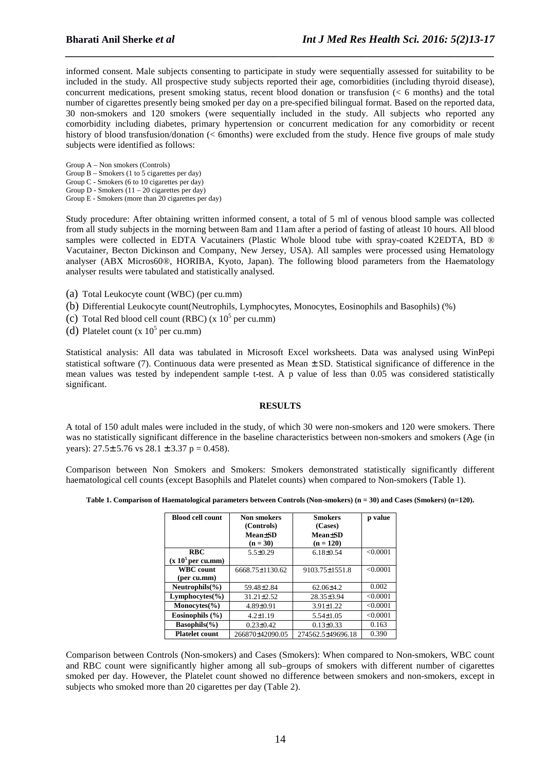informed consent. Male subjects consenting to participate in study were sequentially assessed for suitability to be included in the study. All prospective study subjects reported their age, comorbidities (including thyroid disease), concurrent medications, present smoking status, recent blood donation or transfusion (< 6 months) and the total number of cigarettes presently being smoked per day on a pre-specified bilingual format. Based on the reported data, 30 non-smokers and 120 smokers (were sequentially included in the study. All subjects who reported any comorbidity including diabetes, primary hypertension or concurrent medication for any comorbidity or recent history of blood transfusion/donation (< 6months) were excluded from the study. Hence five groups of male study subjects were identified as follows:

Group A – Non smokers (Controls)
Group B – Smokers (1 to 5 cigarettes per day)
Group C - Smokers (6 to 10 cigarettes per day)
Group D - Smokers (11 – 20 cigarettes per day)
Group E - Smokers (more than 20 cigarettes per day)

Study procedure: After obtaining written informed consent, a total of 5 ml of venous blood sample was collected from all study subjects in the morning between 8am and 11am after a period of fasting of atleast 10 hours. All blood samples were collected in EDTA Vacutainers (Plastic Whole blood tube with spray-coated K2EDTA, BD ® Vacutainer, Becton Dickinson and Company, New Jersey, USA). All samples were processed using Hematology analyser (ABX Micros60®, HORIBA, Kyoto, Japan). The following blood parameters from the Haematology analyser results were tabulated and statistically analysed.

(a) Total Leukocyte count (WBC) (per cu.mm)
(b) Differential Leukocyte count(Neutrophils, Lymphocytes, Monocytes, Eosinophils and Basophils) (%)
(c) Total Red blood cell count (RBC) (x $10^5$ per cu.mm)
(d) Platelet count (x $10^5$ per cu.mm)

Statistical analysis: All data was tabulated in Microsoft Excel worksheets. Data was analysed using WinPepi statistical software (7). Continuous data were presented as Mean ± SD. Statistical significance of difference in the mean values was tested by independent sample t-test. A p value of less than 0.05 was considered statistically significant.

## RESULTS

A total of 150 adult males were included in the study, of which 30 were non-smokers and 120 were smokers. There was no statistically significant difference in the baseline characteristics between non-smokers and smokers (Age (in years): 27.5± 5.76 vs 28.1 ± 3.37 p = 0.458).

Comparison between Non Smokers and Smokers: Smokers demonstrated statistically significantly different haematological cell counts (except Basophils and Platelet counts) when compared to Non-smokers (Table 1).

**Table 1. Comparison of Haematological parameters between Controls (Non-smokers) (n = 30) and Cases (Smokers) (n=120).**

| Blood cell count | Non smokers (Controls) Mean±SD (n = 30) | Smokers (Cases) Mean±SD (n = 120) | p value |
|---|---|---|---|
| RBC (x $10^5$ per cu.mm) | 5.5±0.29 | 6.18±0.54 | <0.0001 |
| WBC count (per cu.mm) | 6668.75±1130.62 | 9103.75±1551.8 | <0.0001 |
| Neutrophils(%) | 59.48±2.84 | 62.06±4.2 | 0.002 |
| Lymphocytes(%) | 31.21±2.52 | 28.35±3.94 | <0.0001 |
| Monocytes(%) | 4.89±0.91 | 3.91±1.22 | <0.0001 |
| Eosinophils (%) | 4.2±1.19 | 5.54±1.05 | <0.0001 |
| Basophils(%) | 0.23±0.42 | 0.13±0.33 | 0.163 |
| Platelet count | 266870±42090.05 | 274562.5±49696.18 | 0.390 |

Comparison between Controls (Non-smokers) and Cases (Smokers): When compared to Non-smokers, WBC count and RBC count were significantly higher among all sub–groups of smokers with different number of cigarettes smoked per day. However, the Platelet count showed no difference between smokers and non-smokers, except in subjects who smoked more than 20 cigarettes per day (Table 2).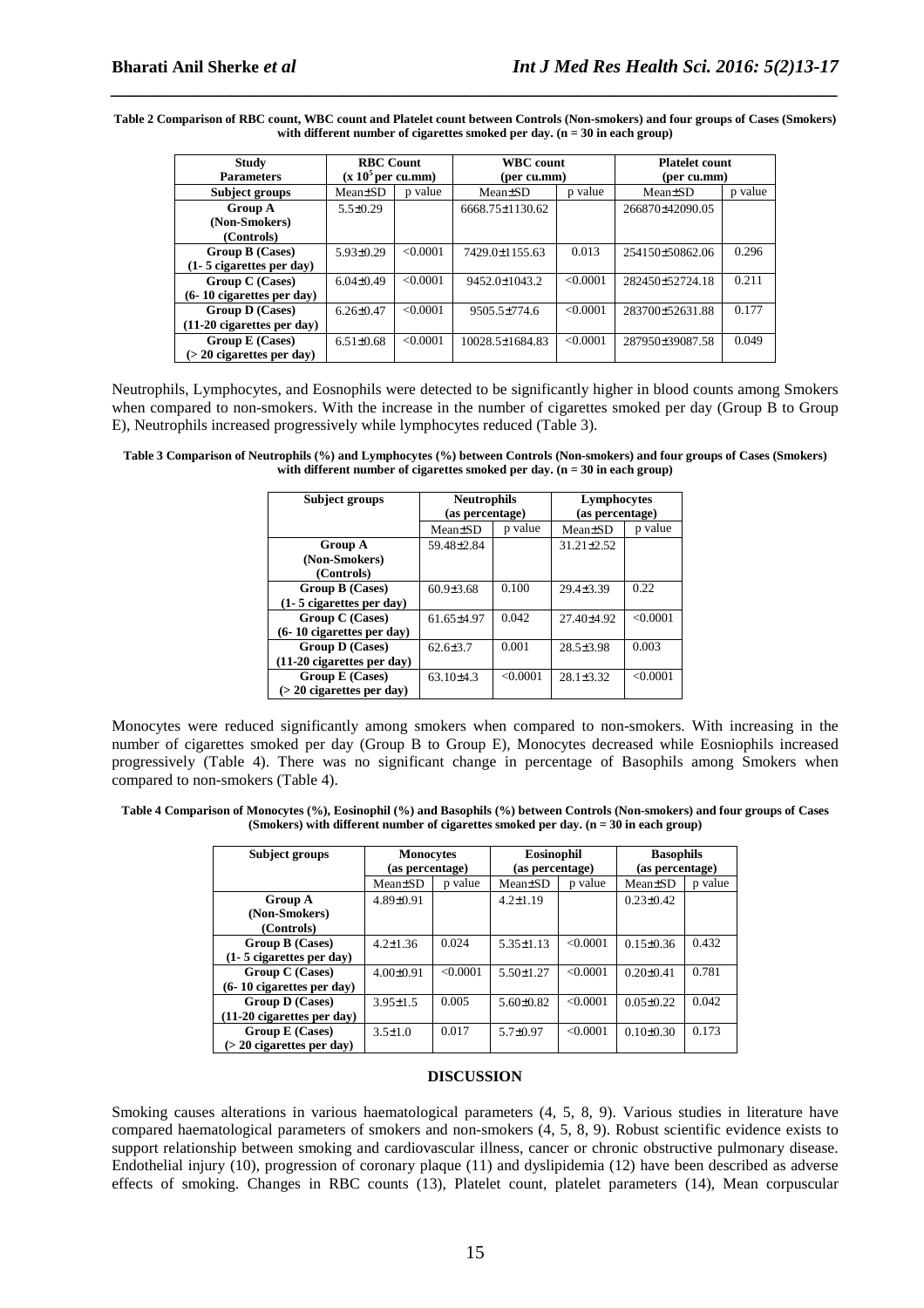**Table 2 Comparison of RBC count, WBC count and Platelet count between Controls (Non-smokers) and four groups of Cases (Smokers) with different number of cigarettes smoked per day. (n = 30 in each group)**

| Study Parameters | RBC Count ($x 10^5$ per cu.mm) | | WBC count (per cu.mm) | | Platelet count (per cu.mm) | |
|---|---|---|---|---|---|---|
| **Subject groups** | Mean±SD | p value | Mean±SD | p value | Mean±SD | p value |
| **Group A (Non-Smokers) (Controls)** | 5.5±0.29 | | 6668.75±1130.62 | | 266870±42090.05 | |
| **Group B (Cases) (1- 5 cigarettes per day)** | 5.93±0.29 | <0.0001 | 7429.0±1155.63 | 0.013 | 254150±50862.06 | 0.296 |
| **Group C (Cases) (6- 10 cigarettes per day)** | 6.04±0.49 | <0.0001 | 9452.0±1043.2 | <0.0001 | 282450±52724.18 | 0.211 |
| **Group D (Cases) (11-20 cigarettes per day)** | 6.26±0.47 | <0.0001 | 9505.5±774.6 | <0.0001 | 283700±52631.88 | 0.177 |
| **Group E (Cases) (> 20 cigarettes per day)** | 6.51±0.68 | <0.0001 | 10028.5±1684.83 | <0.0001 | 287950±39087.58 | 0.049 |

Neutrophils, Lymphocytes, and Eosnophils were detected to be significantly higher in blood counts among Smokers when compared to non-smokers. With the increase in the number of cigarettes smoked per day (Group B to Group E), Neutrophils increased progressively while lymphocytes reduced (Table 3).

**Table 3 Comparison of Neutrophils (%) and Lymphocytes (%) between Controls (Non-smokers) and four groups of Cases (Smokers) with different number of cigarettes smoked per day. (n = 30 in each group)**

| Subject groups | Neutrophils (as percentage) | | Lymphocytes (as percentage) | |
|---|---|---|---|---|
| | Mean±SD | p value | Mean±SD | p value |
| **Group A (Non-Smokers) (Controls)** | 59.48±2.84 | | 31.21±2.52 | |
| **Group B (Cases) (1- 5 cigarettes per day)** | 60.9±3.68 | 0.100 | 29.4±3.39 | 0.22 |
| **Group C (Cases) (6- 10 cigarettes per day)** | 61.65±4.97 | 0.042 | 27.40±4.92 | <0.0001 |
| **Group D (Cases) (11-20 cigarettes per day)** | 62.6±3.7 | 0.001 | 28.5±3.98 | 0.003 |
| **Group E (Cases) (> 20 cigarettes per day)** | 63.10±4.3 | <0.0001 | 28.1±3.32 | <0.0001 |

Monocytes were reduced significantly among smokers when compared to non-smokers. With increasing in the number of cigarettes smoked per day (Group B to Group E), Monocytes decreased while Eosniophils increased progressively (Table 4). There was no significant change in percentage of Basophils among Smokers when compared to non-smokers (Table 4).

**Table 4 Comparison of Monocytes (%), Eosinophil (%) and Basophils (%) between Controls (Non-smokers) and four groups of Cases (Smokers) with different number of cigarettes smoked per day. (n = 30 in each group)**

| Subject groups | Monocytes (as percentage) | | Eosinophil (as percentage) | | Basophils (as percentage) | |
|---|---|---|---|---|---|---|
| | Mean±SD | p value | Mean±SD | p value | Mean±SD | p value |
| **Group A (Non-Smokers) (Controls)** | 4.89±0.91 | | 4.2±1.19 | | 0.23±0.42 | |
| **Group B (Cases) (1- 5 cigarettes per day)** | 4.2±1.36 | 0.024 | 5.35±1.13 | <0.0001 | 0.15±0.36 | 0.432 |
| **Group C (Cases) (6- 10 cigarettes per day)** | 4.00±0.91 | <0.0001 | 5.50±1.27 | <0.0001 | 0.20±0.41 | 0.781 |
| **Group D (Cases) (11-20 cigarettes per day)** | 3.95±1.5 | 0.005 | 5.60±0.82 | <0.0001 | 0.05±0.22 | 0.042 |
| **Group E (Cases) (> 20 cigarettes per day)** | 3.5±1.0 | 0.017 | 5.7±0.97 | <0.0001 | 0.10±0.30 | 0.173 |

## DISCUSSION

Smoking causes alterations in various haematological parameters (4, 5, 8, 9). Various studies in literature have compared haematological parameters of smokers and non-smokers (4, 5, 8, 9). Robust scientific evidence exists to support relationship between smoking and cardiovascular illness, cancer or chronic obstructive pulmonary disease. Endothelial injury (10), progression of coronary plaque (11) and dyslipidemia (12) have been described as adverse effects of smoking. Changes in RBC counts (13), Platelet count, platelet parameters (14), Mean corpuscular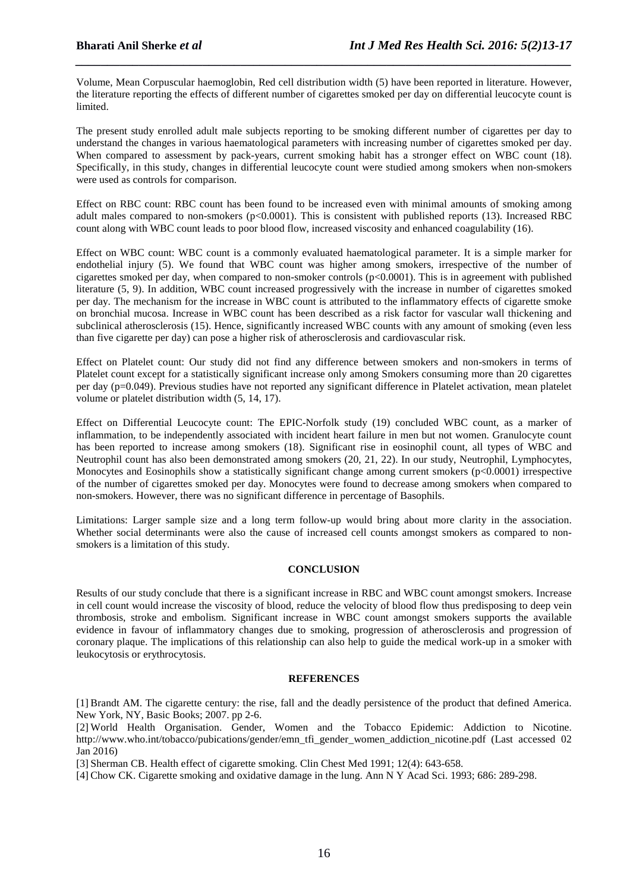Volume, Mean Corpuscular haemoglobin, Red cell distribution width (5) have been reported in literature. However, the literature reporting the effects of different number of cigarettes smoked per day on differential leucocyte count is limited.

The present study enrolled adult male subjects reporting to be smoking different number of cigarettes per day to understand the changes in various haematological parameters with increasing number of cigarettes smoked per day. When compared to assessment by pack-years, current smoking habit has a stronger effect on WBC count (18). Specifically, in this study, changes in differential leucocyte count were studied among smokers when non-smokers were used as controls for comparison.

Effect on RBC count: RBC count has been found to be increased even with minimal amounts of smoking among adult males compared to non-smokers ($p<0.0001$). This is consistent with published reports (13). Increased RBC count along with WBC count leads to poor blood flow, increased viscosity and enhanced coagulability (16).

Effect on WBC count: WBC count is a commonly evaluated haematological parameter. It is a simple marker for endothelial injury (5). We found that WBC count was higher among smokers, irrespective of the number of cigarettes smoked per day, when compared to non-smoker controls ($p<0.0001$). This is in agreement with published literature (5, 9). In addition, WBC count increased progressively with the increase in number of cigarettes smoked per day. The mechanism for the increase in WBC count is attributed to the inflammatory effects of cigarette smoke on bronchial mucosa. Increase in WBC count has been described as a risk factor for vascular wall thickening and subclinical atherosclerosis (15). Hence, significantly increased WBC counts with any amount of smoking (even less than five cigarette per day) can pose a higher risk of atherosclerosis and cardiovascular risk.

Effect on Platelet count: Our study did not find any difference between smokers and non-smokers in terms of Platelet count except for a statistically significant increase only among Smokers consuming more than 20 cigarettes per day ($p=0.049$). Previous studies have not reported any significant difference in Platelet activation, mean platelet volume or platelet distribution width (5, 14, 17).

Effect on Differential Leucocyte count: The EPIC-Norfolk study (19) concluded WBC count, as a marker of inflammation, to be independently associated with incident heart failure in men but not women. Granulocyte count has been reported to increase among smokers (18). Significant rise in eosinophil count, all types of WBC and Neutrophil count has also been demonstrated among smokers (20, 21, 22). In our study, Neutrophil, Lymphocytes, Monocytes and Eosinophils show a statistically significant change among current smokers ($p<0.0001$) irrespective of the number of cigarettes smoked per day. Monocytes were found to decrease among smokers when compared to non-smokers. However, there was no significant difference in percentage of Basophils.

Limitations: Larger sample size and a long term follow-up would bring about more clarity in the association. Whether social determinants were also the cause of increased cell counts amongst smokers as compared to non-smokers is a limitation of this study.

## CONCLUSION

Results of our study conclude that there is a significant increase in RBC and WBC count amongst smokers. Increase in cell count would increase the viscosity of blood, reduce the velocity of blood flow thus predisposing to deep vein thrombosis, stroke and embolism. Significant increase in WBC count amongst smokers supports the available evidence in favour of inflammatory changes due to smoking, progression of atherosclerosis and progression of coronary plaque. The implications of this relationship can also help to guide the medical work-up in a smoker with leukocytosis or erythrocytosis.

## REFERENCES

[1] Brandt AM. The cigarette century: the rise, fall and the deadly persistence of the product that defined America. New York, NY, Basic Books; 2007. pp 2-6.

[2] World Health Organisation. Gender, Women and the Tobacco Epidemic: Addiction to Nicotine. http://www.who.int/tobacco/pubications/gender/emn_tfi_gender_women_addiction_nicotine.pdf (Last accessed 02 Jan 2016)

[3] Sherman CB. Health effect of cigarette smoking. Clin Chest Med 1991; 12(4): 643-658.

[4] Chow CK. Cigarette smoking and oxidative damage in the lung. Ann N Y Acad Sci. 1993; 686: 289-298.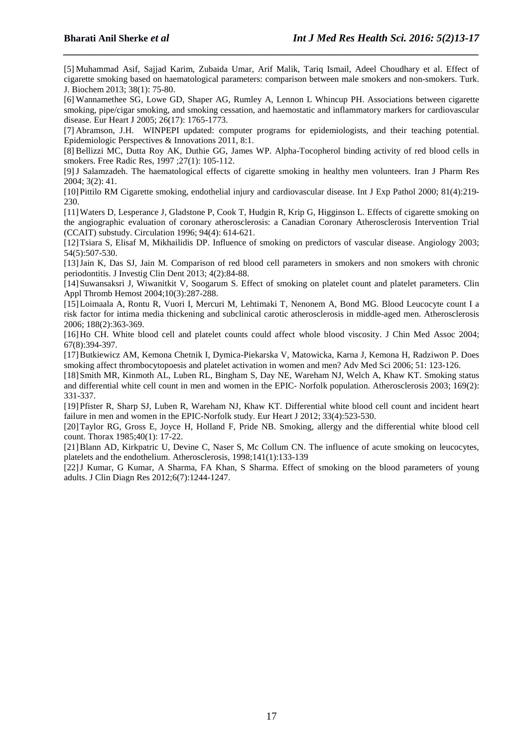[5] Muhammad Asif, Sajjad Karim, Zubaida Umar, Arif Malik, Tariq Ismail, Adeel Choudhary et al. Effect of cigarette smoking based on haematological parameters: comparison between male smokers and non-smokers. Turk. J. Biochem 2013; 38(1): 75-80.

[6] Wannamethee SG, Lowe GD, Shaper AG, Rumley A, Lennon L Whincup PH. Associations between cigarette smoking, pipe/cigar smoking, and smoking cessation, and haemostatic and inflammatory markers for cardiovascular disease. Eur Heart J 2005; 26(17): 1765-1773.

[7] Abramson, J.H. WINPEPI updated: computer programs for epidemiologists, and their teaching potential. Epidemiologic Perspectives & Innovations 2011, 8:1.

[8] Bellizzi MC, Dutta Roy AK, Duthie GG, James WP. Alpha-Tocopherol binding activity of red blood cells in smokers. Free Radic Res, 1997 ;27(1): 105-112.

[9] J Salamzadeh. The haematological effects of cigarette smoking in healthy men volunteers. Iran J Pharm Res 2004; 3(2): 41.

[10] Pittilo RM Cigarette smoking, endothelial injury and cardiovascular disease. Int J Exp Pathol 2000; 81(4):219-230.

[11] Waters D, Lesperance J, Gladstone P, Cook T, Hudgin R, Krip G, Higginson L. Effects of cigarette smoking on the angiographic evaluation of coronary atherosclerosis: a Canadian Coronary Atherosclerosis Intervention Trial (CCAIT) substudy. Circulation 1996; 94(4): 614-621.

[12] Tsiara S, Elisaf M, Mikhailidis DP. Influence of smoking on predictors of vascular disease. Angiology 2003; 54(5):507-530.

[13] Jain K, Das SJ, Jain M. Comparison of red blood cell parameters in smokers and non smokers with chronic periodontitis. J Investig Clin Dent 2013; 4(2):84-88.

[14] Suwansaksri J, Wiwanitkit V, Soogarum S. Effect of smoking on platelet count and platelet parameters. Clin Appl Thromb Hemost 2004;10(3):287-288.

[15] Loimaala A, Rontu R, Vuori I, Mercuri M, Lehtimaki T, Nenonem A, Bond MG. Blood Leucocyte count I a risk factor for intima media thickening and subclinical carotid atherosclerosis in middle-aged men. Atherosclerosis 2006; 188(2):363-369.

[16] Ho CH. White blood cell and platelet counts could affect whole blood viscosity. J Chin Med Assoc 2004; 67(8):394-397.

[17] Butkiewicz AM, Kemona Chetnik I, Dymica-Piekarska V, Matowicka, Karna J, Kemona H, Radziwon P. Does smoking affect thrombocytopoesis and platelet activation in women and men? Adv Med Sci 2006; 51: 123-126.

[18] Smith MR, Kinmoth AL, Luben RL, Bingham S, Day NE, Wareham NJ, Welch A, Khaw KT. Smoking status and differential white cell count in men and women in the EPIC- Norfolk population. Atherosclerosis 2003; 169(2): 331-337.

[19] Pfister R, Sharp SJ, Luben R, Wareham NJ, Khaw KT. Differential white blood cell count and incident heart failure in men and women in the EPIC-Norfolk study. Eur Heart J 2012; 33(4):523-530.

[20] Taylor RG, Gross E, Joyce H, Holland F, Pride NB. Smoking, allergy and the differential white blood cell count. Thorax 1985;40(1): 17-22.

[21] Blann AD, Kirkpatric U, Devine C, Naser S, Mc Collum CN. The influence of acute smoking on leucocytes, platelets and the endothelium. Atherosclerosis, 1998;141(1):133-139

[22] J Kumar, G Kumar, A Sharma, FA Khan, S Sharma. Effect of smoking on the blood parameters of young adults. J Clin Diagn Res 2012;6(7):1244-1247.